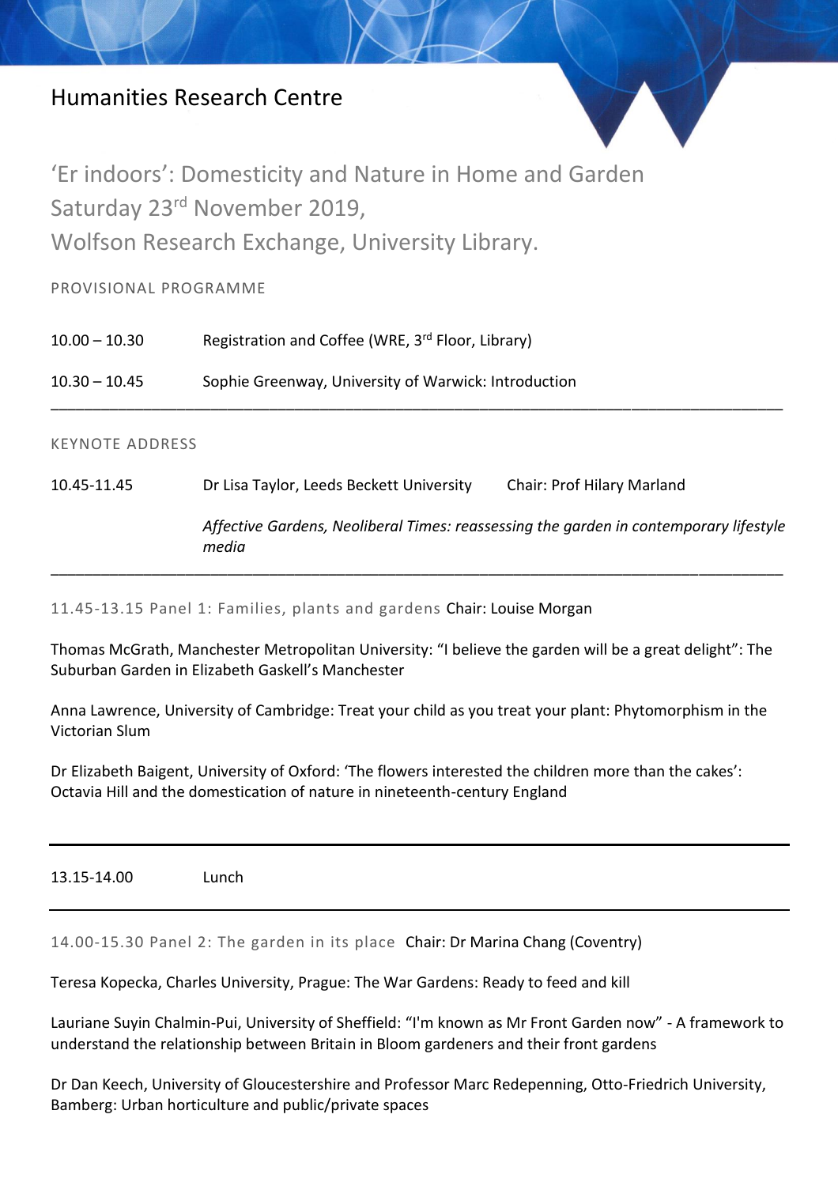# Humanities Research Centre

## 'Er indoors': Domesticity and Nature in Home and Garden
## Saturday 23rd November 2019,
## Wolfson Research Exchange, University Library.

PROVISIONAL PROGRAMME

10.00 – 10.30 Registration and Coffee (WRE, 3rd Floor, Library)

10.30 – 10.45 Sophie Greenway, University of Warwick: Introduction

---

KEYNOTE ADDRESS

10.45-11.45 Dr Lisa Taylor, Leeds Beckett University Chair: Prof Hilary Marland

*Affective Gardens, Neoliberal Times: reassessing the garden in contemporary lifestyle media*

---

11.45-13.15 Panel 1: Families, plants and gardens Chair: Louise Morgan

Thomas McGrath, Manchester Metropolitan University: "I believe the garden will be a great delight": The Suburban Garden in Elizabeth Gaskell's Manchester

Anna Lawrence, University of Cambridge: Treat your child as you treat your plant: Phytomorphism in the Victorian Slum

Dr Elizabeth Baigent, University of Oxford: 'The flowers interested the children more than the cakes': Octavia Hill and the domestication of nature in nineteenth-century England

---

13.15-14.00 Lunch

---

14.00-15.30 Panel 2: The garden in its place Chair: Dr Marina Chang (Coventry)

Teresa Kopecka, Charles University, Prague: The War Gardens: Ready to feed and kill

Lauriane Suyin Chalmin-Pui, University of Sheffield: "I'm known as Mr Front Garden now" - A framework to understand the relationship between Britain in Bloom gardeners and their front gardens

Dr Dan Keech, University of Gloucestershire and Professor Marc Redepenning, Otto-Friedrich University, Bamberg: Urban horticulture and public/private spaces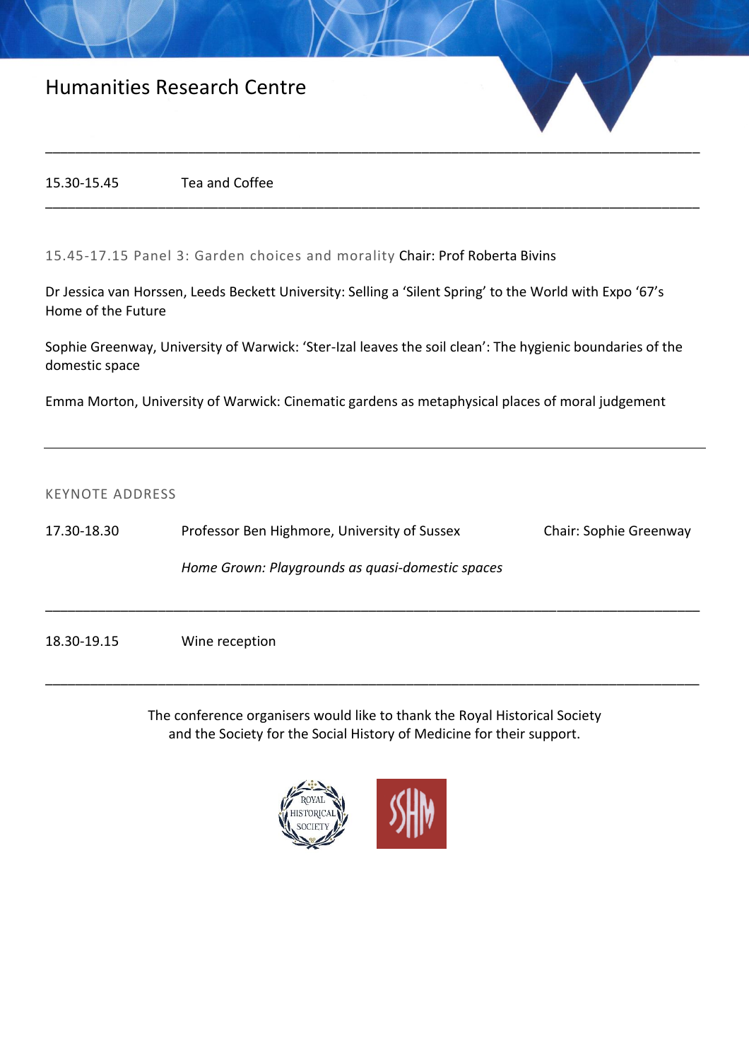# Humanities Research Centre

---

15.30-15.45 Tea and Coffee

---

15.45-17.15 Panel 3: Garden choices and morality Chair: Prof Roberta Bivins

Dr Jessica van Horssen, Leeds Beckett University: Selling a 'Silent Spring' to the World with Expo '67's Home of the Future

Sophie Greenway, University of Warwick: 'Ster-Izal leaves the soil clean': The hygienic boundaries of the domestic space

Emma Morton, University of Warwick: Cinematic gardens as metaphysical places of moral judgement

---

KEYNOTE ADDRESS

17.30-18.30 Professor Ben Highmore, University of Sussex Chair: Sophie Greenway

*Home Grown: Playgrounds as quasi-domestic spaces*

---

18.30-19.15 Wine reception

---

The conference organisers would like to thank the Royal Historical Society and the Society for the Social History of Medicine for their support.